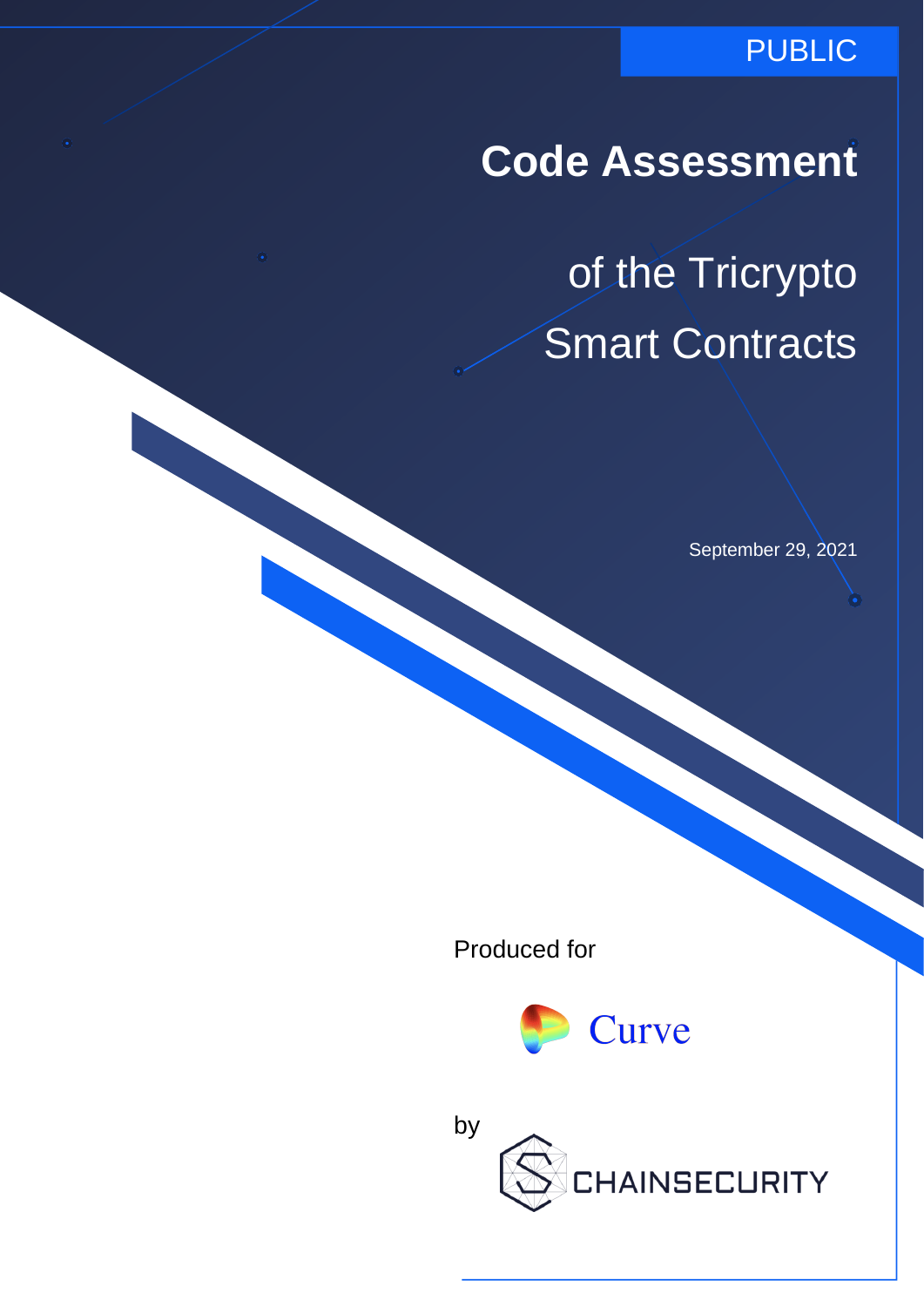PUBLIC

# Code Assessment

## of the Tricrypto Smart Contracts

September 29, 2021

Produced for

Curve

by

CHAINSECURITY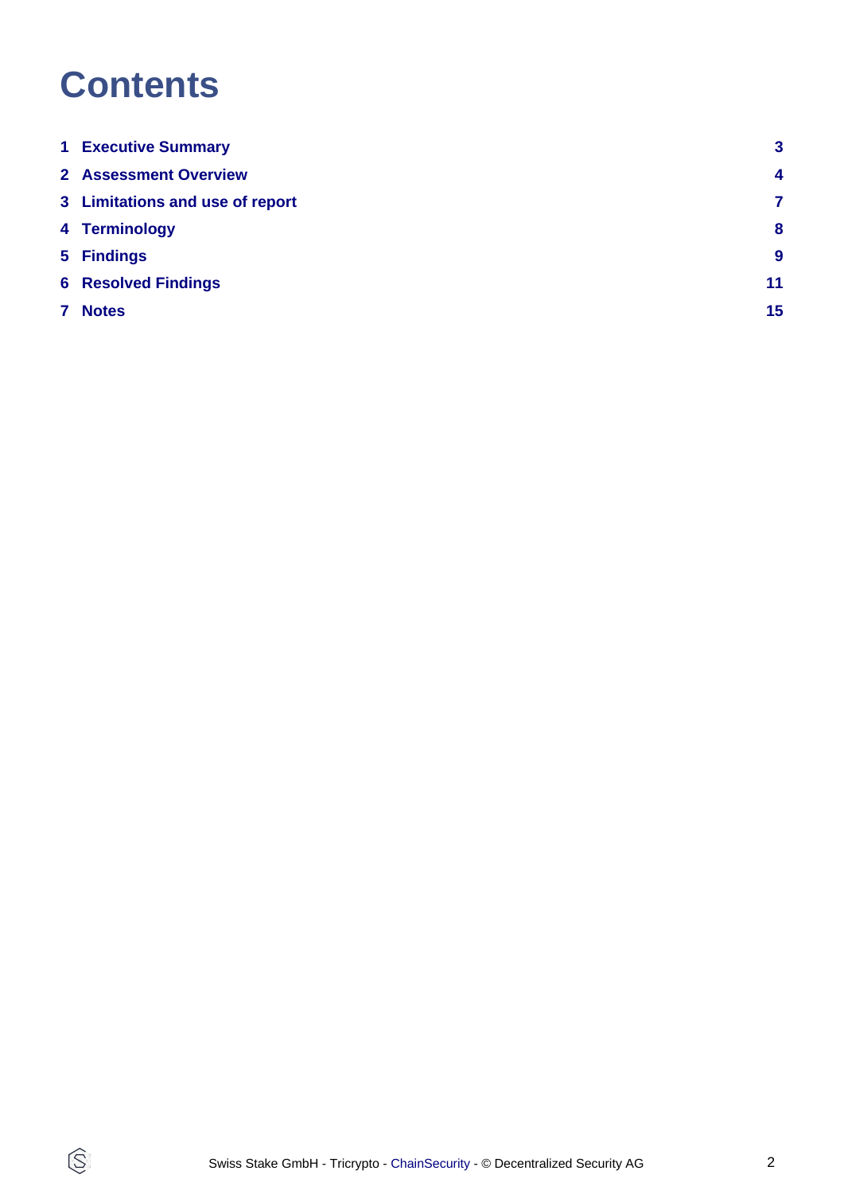# Contents

| | | |
|---|---|---|
| 1 | Executive Summary | 3 |
| 2 | Assessment Overview | 4 |
| 3 | Limitations and use of report | 7 |
| 4 | Terminology | 8 |
| 5 | Findings | 9 |
| 6 | Resolved Findings | 11 |
| 7 | Notes | 15 |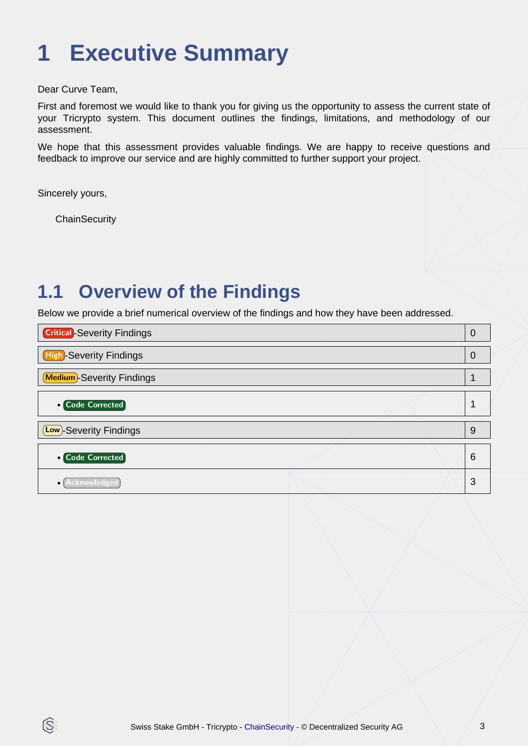# 1 Executive Summary

Dear Curve Team,

First and foremost we would like to thank you for giving us the opportunity to assess the current state of your Tricrypto system. This document outlines the findings, limitations, and methodology of our assessment.

We hope that this assessment provides valuable findings. We are happy to receive questions and feedback to improve our service and are highly committed to further support your project.

Sincerely yours,

ChainSecurity

## 1.1 Overview of the Findings

Below we provide a brief numerical overview of the findings and how they have been addressed.

| | |
|---|---|
| Critical-Severity Findings | 0 |
| High-Severity Findings | 0 |
| Medium-Severity Findings | 1 |
| • Code Corrected | 1 |
| Low-Severity Findings | 9 |
| • Code Corrected | 6 |
| • Acknowledged | 3 |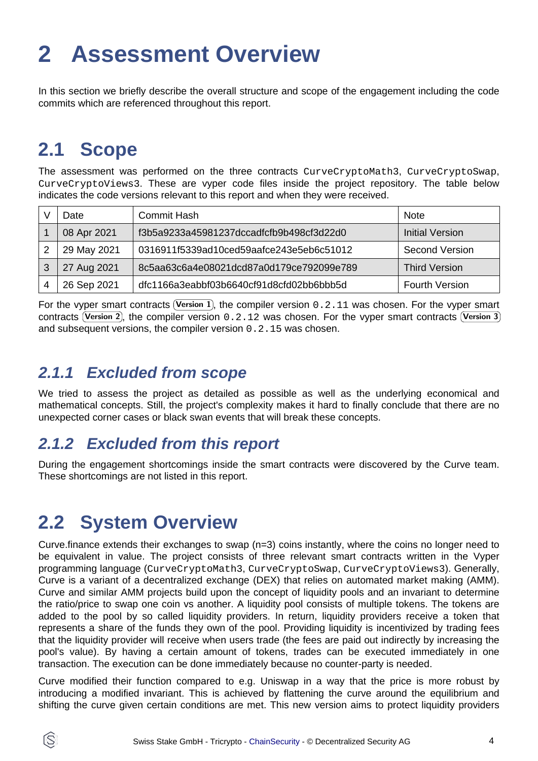// Page 4 of 16

# 2 Assessment Overview

In this section we briefly describe the overall structure and scope of the engagement including the code commits which are referenced throughout this report.

## 2.1 Scope

The assessment was performed on the three contracts `CurveCryptoMath3`, `CurveCryptoSwap`, `CurveCryptoViews3`. These are vyper code files inside the project repository. The table below indicates the code versions relevant to this report and when they were received.

| V | Date | Commit Hash | Note |
|---|---|---|---|
| 1 | 08 Apr 2021 | f3b5a9233a45981237dccadfcfb9b498cf3d22d0 | Initial Version |
| 2 | 29 May 2021 | 0316911f5339ad10ced59aafce243e5eb6c51012 | Second Version |
| 3 | 27 Aug 2021 | 8c5aa63c6a4e08021dcd87a0d179ce792099e789 | Third Version |
| 4 | 26 Sep 2021 | dfc1166a3eabbf03b6640cf91d8cfd02bb6bbb5d | Fourth Version |

For the vyper smart contracts (Version 1), the compiler version `0.2.11` was chosen. For the vyper smart contracts (Version 2), the compiler version `0.2.12` was chosen. For the vyper smart contracts (Version 3) and subsequent versions, the compiler version `0.2.15` was chosen.

### *2.1.1 Excluded from scope*

We tried to assess the project as detailed as possible as well as the underlying economical and mathematical concepts. Still, the project's complexity makes it hard to finally conclude that there are no unexpected corner cases or black swan events that will break these concepts.

### *2.1.2 Excluded from this report*

During the engagement shortcomings inside the smart contracts were discovered by the Curve team. These shortcomings are not listed in this report.

## 2.2 System Overview

Curve.finance extends their exchanges to swap (n=3) coins instantly, where the coins no longer need to be equivalent in value. The project consists of three relevant smart contracts written in the Vyper programming language (`CurveCryptoMath3`, `CurveCryptoSwap`, `CurveCryptoViews3`). Generally, Curve is a variant of a decentralized exchange (DEX) that relies on automated market making (AMM). Curve and similar AMM projects build upon the concept of liquidity pools and an invariant to determine the ratio/price to swap one coin vs another. A liquidity pool consists of multiple tokens. The tokens are added to the pool by so called liquidity providers. In return, liquidity providers receive a token that represents a share of the funds they own of the pool. Providing liquidity is incentivized by trading fees that the liquidity provider will receive when users trade (the fees are paid out indirectly by increasing the pool's value). By having a certain amount of tokens, trades can be executed immediately in one transaction. The execution can be done immediately because no counter-party is needed.

Curve modified their function compared to e.g. Uniswap in a way that the price is more robust by introducing a modified invariant. This is achieved by flattening the curve around the equilibrium and shifting the curve given certain conditions are met. This new version aims to protect liquidity providers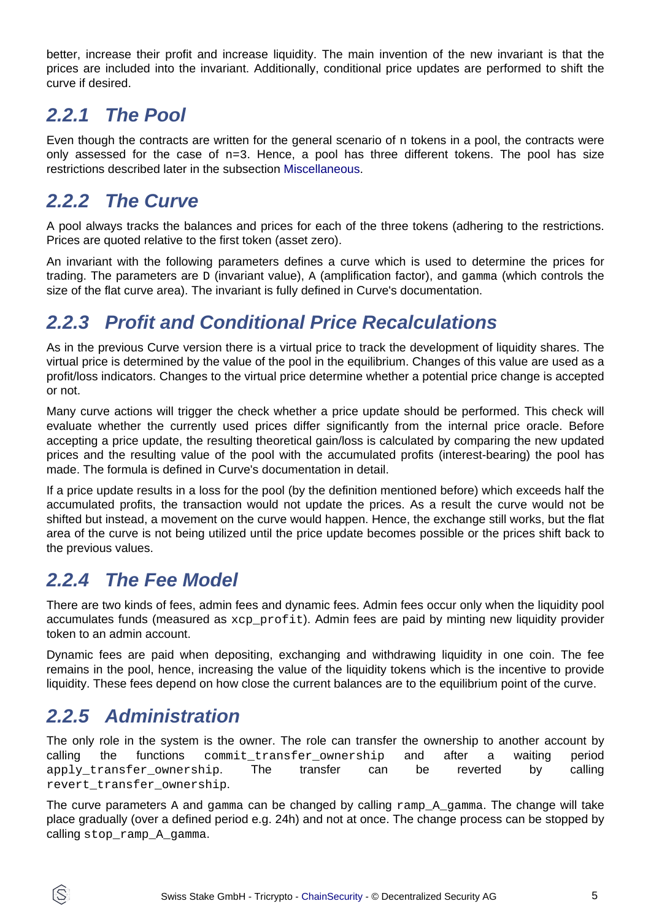better, increase their profit and increase liquidity. The main invention of the new invariant is that the prices are included into the invariant. Additionally, conditional price updates are performed to shift the curve if desired.

### 2.2.1 The Pool

Even though the contracts are written for the general scenario of n tokens in a pool, the contracts were only assessed for the case of n=3. Hence, a pool has three different tokens. The pool has size restrictions described later in the subsection Miscellaneous.

### 2.2.2 The Curve

A pool always tracks the balances and prices for each of the three tokens (adhering to the restrictions. Prices are quoted relative to the first token (asset zero).

An invariant with the following parameters defines a curve which is used to determine the prices for trading. The parameters are `D` (invariant value), `A` (amplification factor), and `gamma` (which controls the size of the flat curve area). The invariant is fully defined in Curve's documentation.

### 2.2.3 Profit and Conditional Price Recalculations

As in the previous Curve version there is a virtual price to track the development of liquidity shares. The virtual price is determined by the value of the pool in the equilibrium. Changes of this value are used as a profit/loss indicators. Changes to the virtual price determine whether a potential price change is accepted or not.

Many curve actions will trigger the check whether a price update should be performed. This check will evaluate whether the currently used prices differ significantly from the internal price oracle. Before accepting a price update, the resulting theoretical gain/loss is calculated by comparing the new updated prices and the resulting value of the pool with the accumulated profits (interest-bearing) the pool has made. The formula is defined in Curve's documentation in detail.

If a price update results in a loss for the pool (by the definition mentioned before) which exceeds half the accumulated profits, the transaction would not update the prices. As a result the curve would not be shifted but instead, a movement on the curve would happen. Hence, the exchange still works, but the flat area of the curve is not being utilized until the price update becomes possible or the prices shift back to the previous values.

### 2.2.4 The Fee Model

There are two kinds of fees, admin fees and dynamic fees. Admin fees occur only when the liquidity pool accumulates funds (measured as `xcp_profit`). Admin fees are paid by minting new liquidity provider token to an admin account.

Dynamic fees are paid when depositing, exchanging and withdrawing liquidity in one coin. The fee remains in the pool, hence, increasing the value of the liquidity tokens which is the incentive to provide liquidity. These fees depend on how close the current balances are to the equilibrium point of the curve.

### 2.2.5 Administration

The only role in the system is the owner. The role can transfer the ownership to another account by calling the functions `commit_transfer_ownership` and after a waiting period `apply_transfer_ownership`. The transfer can be reverted by calling `revert_transfer_ownership`.

The curve parameters `A` and `gamma` can be changed by calling `ramp_A_gamma`. The change will take place gradually (over a defined period e.g. 24h) and not at once. The change process can be stopped by calling `stop_ramp_A_gamma`.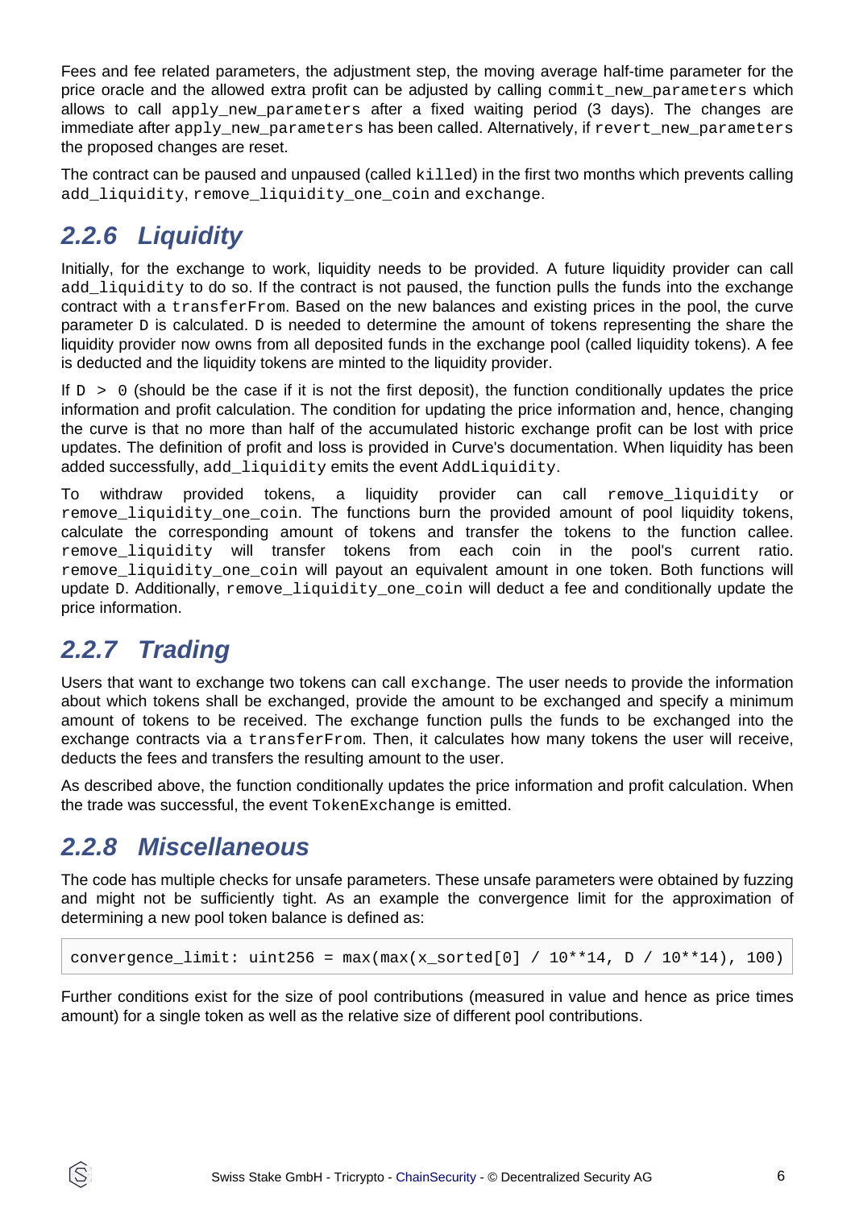Fees and fee related parameters, the adjustment step, the moving average half-time parameter for the price oracle and the allowed extra profit can be adjusted by calling `commit_new_parameters` which allows to call `apply_new_parameters` after a fixed waiting period (3 days). The changes are immediate after `apply_new_parameters` has been called. Alternatively, if `revert_new_parameters` the proposed changes are reset.

The contract can be paused and unpaused (called `killed`) in the first two months which prevents calling `add_liquidity`, `remove_liquidity_one_coin` and `exchange`.

### 2.2.6 Liquidity

Initially, for the exchange to work, liquidity needs to be provided. A future liquidity provider can call `add_liquidity` to do so. If the contract is not paused, the function pulls the funds into the exchange contract with a `transferFrom`. Based on the new balances and existing prices in the pool, the curve parameter `D` is calculated. `D` is needed to determine the amount of tokens representing the share the liquidity provider now owns from all deposited funds in the exchange pool (called liquidity tokens). A fee is deducted and the liquidity tokens are minted to the liquidity provider.

If `D > 0` (should be the case if it is not the first deposit), the function conditionally updates the price information and profit calculation. The condition for updating the price information and, hence, changing the curve is that no more than half of the accumulated historic exchange profit can be lost with price updates. The definition of profit and loss is provided in Curve's documentation. When liquidity has been added successfully, `add_liquidity` emits the event `AddLiquidity`.

To withdraw provided tokens, a liquidity provider can call `remove_liquidity` or `remove_liquidity_one_coin`. The functions burn the provided amount of pool liquidity tokens, calculate the corresponding amount of tokens and transfer the tokens to the function callee. `remove_liquidity` will transfer tokens from each coin in the pool's current ratio. `remove_liquidity_one_coin` will payout an equivalent amount in one token. Both functions will update `D`. Additionally, `remove_liquidity_one_coin` will deduct a fee and conditionally update the price information.

### 2.2.7 Trading

Users that want to exchange two tokens can call `exchange`. The user needs to provide the information about which tokens shall be exchanged, provide the amount to be exchanged and specify a minimum amount of tokens to be received. The exchange function pulls the funds to be exchanged into the exchange contracts via a `transferFrom`. Then, it calculates how many tokens the user will receive, deducts the fees and transfers the resulting amount to the user.

As described above, the function conditionally updates the price information and profit calculation. When the trade was successful, the event `TokenExchange` is emitted.

### 2.2.8 Miscellaneous

The code has multiple checks for unsafe parameters. These unsafe parameters were obtained by fuzzing and might not be sufficiently tight. As an example the convergence limit for the approximation of determining a new pool token balance is defined as:

```
convergence_limit: uint256 = max(max(x_sorted[0] / 10**14, D / 10**14), 100)
```

Further conditions exist for the size of pool contributions (measured in value and hence as price times amount) for a single token as well as the relative size of different pool contributions.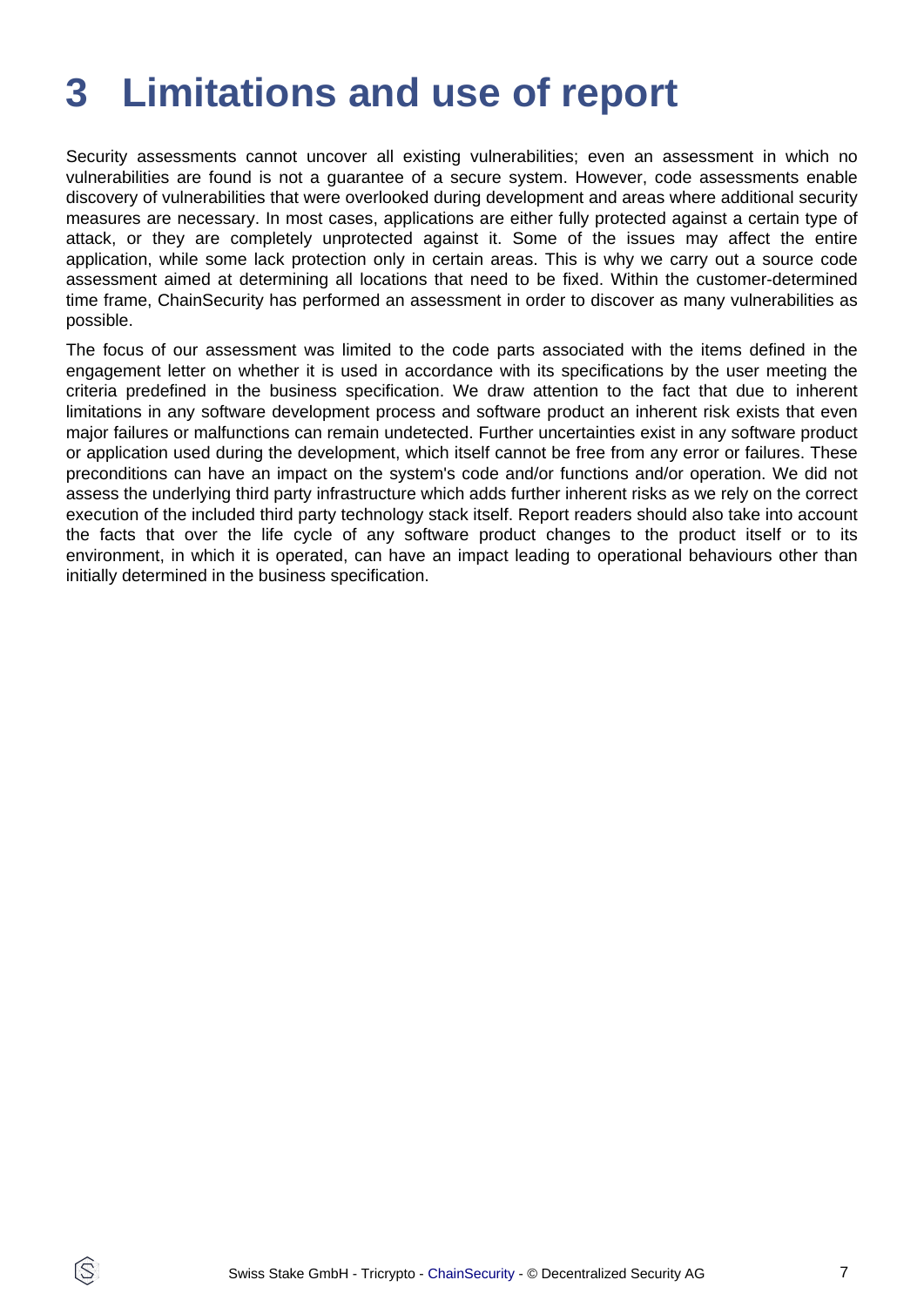# 3 Limitations and use of report

Security assessments cannot uncover all existing vulnerabilities; even an assessment in which no vulnerabilities are found is not a guarantee of a secure system. However, code assessments enable discovery of vulnerabilities that were overlooked during development and areas where additional security measures are necessary. In most cases, applications are either fully protected against a certain type of attack, or they are completely unprotected against it. Some of the issues may affect the entire application, while some lack protection only in certain areas. This is why we carry out a source code assessment aimed at determining all locations that need to be fixed. Within the customer-determined time frame, ChainSecurity has performed an assessment in order to discover as many vulnerabilities as possible.

The focus of our assessment was limited to the code parts associated with the items defined in the engagement letter on whether it is used in accordance with its specifications by the user meeting the criteria predefined in the business specification. We draw attention to the fact that due to inherent limitations in any software development process and software product an inherent risk exists that even major failures or malfunctions can remain undetected. Further uncertainties exist in any software product or application used during the development, which itself cannot be free from any error or failures. These preconditions can have an impact on the system's code and/or functions and/or operation. We did not assess the underlying third party infrastructure which adds further inherent risks as we rely on the correct execution of the included third party technology stack itself. Report readers should also take into account the facts that over the life cycle of any software product changes to the product itself or to its environment, in which it is operated, can have an impact leading to operational behaviours other than initially determined in the business specification.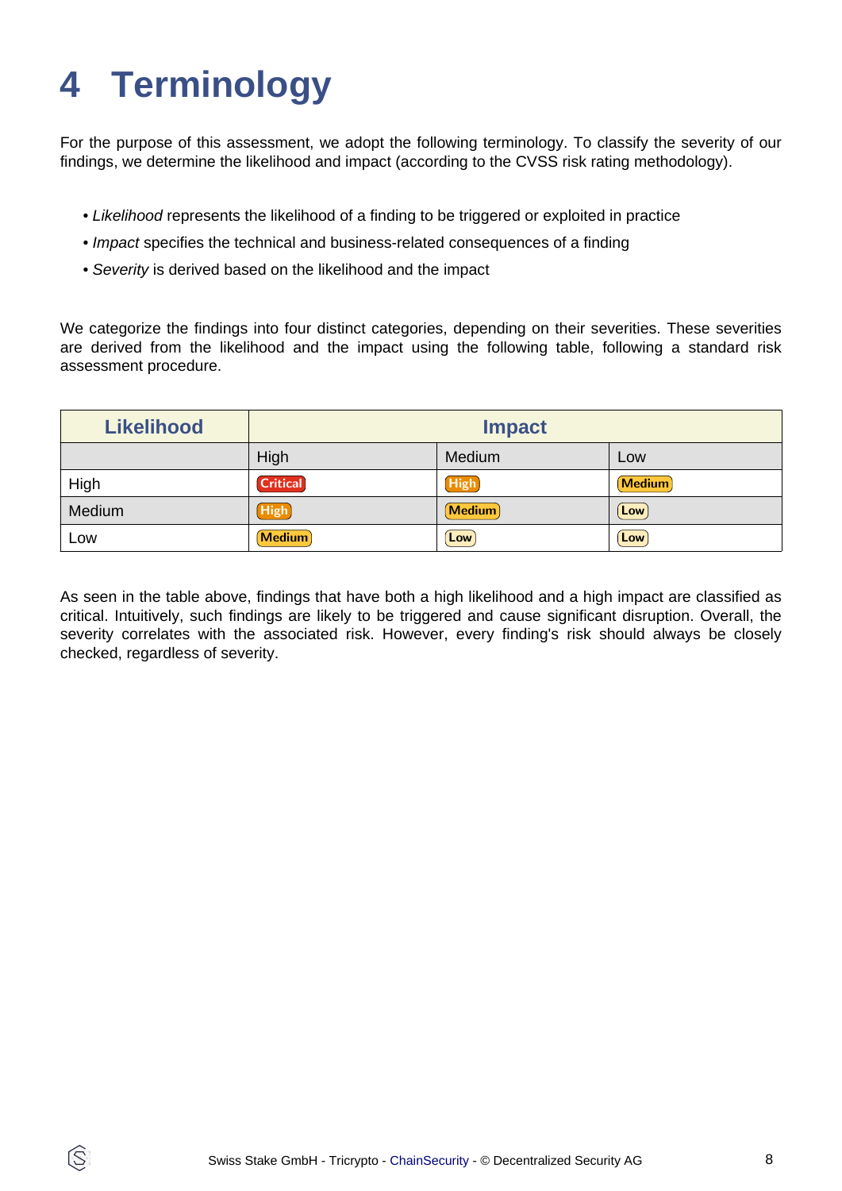# 4 Terminology

For the purpose of this assessment, we adopt the following terminology. To classify the severity of our findings, we determine the likelihood and impact (according to the CVSS risk rating methodology).

- *Likelihood* represents the likelihood of a finding to be triggered or exploited in practice
- *Impact* specifies the technical and business-related consequences of a finding
- *Severity* is derived based on the likelihood and the impact

We categorize the findings into four distinct categories, depending on their severities. These severities are derived from the likelihood and the impact using the following table, following a standard risk assessment procedure.

| Likelihood | Impact | | |
|---|---|---|---|
| | High | Medium | Low |
| High | Critical | High | Medium |
| Medium | High | Medium | Low |
| Low | Medium | Low | Low |

As seen in the table above, findings that have both a high likelihood and a high impact are classified as critical. Intuitively, such findings are likely to be triggered and cause significant disruption. Overall, the severity correlates with the associated risk. However, every finding's risk should always be closely checked, regardless of severity.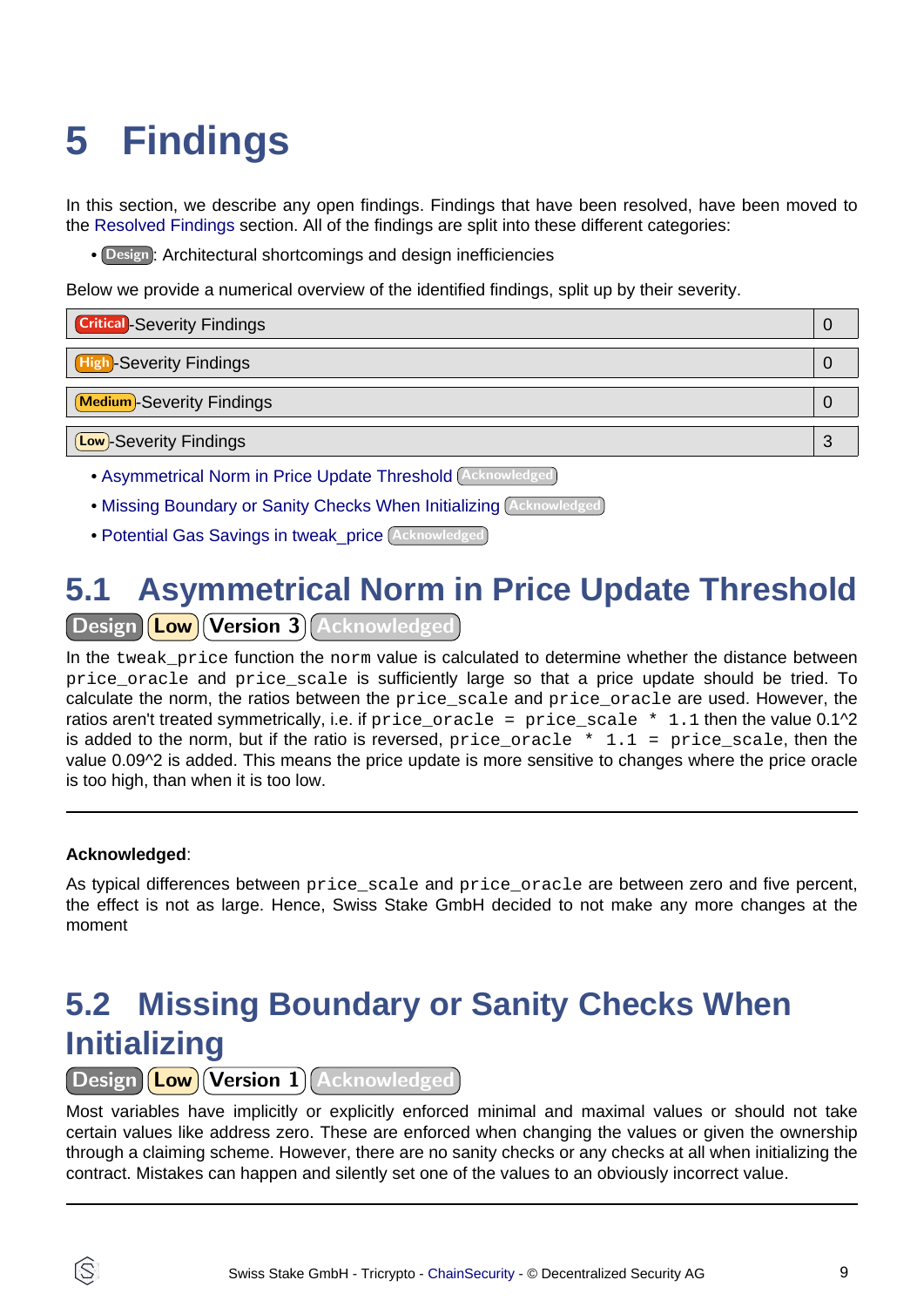// Findings section for Swiss Stake GmbH - Tricrypto audit
# 5 Findings

In this section, we describe any open findings. Findings that have been resolved, have been moved to the Resolved Findings section. All of the findings are split into these different categories:

- Design: Architectural shortcomings and design inefficiencies

Below we provide a numerical overview of the identified findings, split up by their severity.

| Severity | Count |
|---|---|
| Critical-Severity Findings | 0 |
| High-Severity Findings | 0 |
| Medium-Severity Findings | 0 |
| Low-Severity Findings | 3 |

- Asymmetrical Norm in Price Update Threshold (Acknowledged)
- Missing Boundary or Sanity Checks When Initializing (Acknowledged)
- Potential Gas Savings in tweak_price (Acknowledged)

## 5.1 Asymmetrical Norm in Price Update Threshold

Design | Low | Version 3 | Acknowledged

In the `tweak_price` function the `norm` value is calculated to determine whether the distance between `price_oracle` and `price_scale` is sufficiently large so that a price update should be tried. To calculate the norm, the ratios between the `price_scale` and `price_oracle` are used. However, the ratios aren't treated symmetrically, i.e. if `price_oracle = price_scale * 1.1` then the value 0.1^2 is added to the norm, but if the ratio is reversed, `price_oracle * 1.1 = price_scale`, then the value 0.09^2 is added. This means the price update is more sensitive to changes where the price oracle is too high, than when it is too low.

---

**Acknowledged**:

As typical differences between `price_scale` and `price_oracle` are between zero and five percent, the effect is not as large. Hence, Swiss Stake GmbH decided to not make any more changes at the moment

## 5.2 Missing Boundary or Sanity Checks When Initializing

Design | Low | Version 1 | Acknowledged

Most variables have implicitly or explicitly enforced minimal and maximal values or should not take certain values like address zero. These are enforced when changing the values or given the ownership through a claiming scheme. However, there are no sanity checks or any checks at all when initializing the contract. Mistakes can happen and silently set one of the values to an obviously incorrect value.

---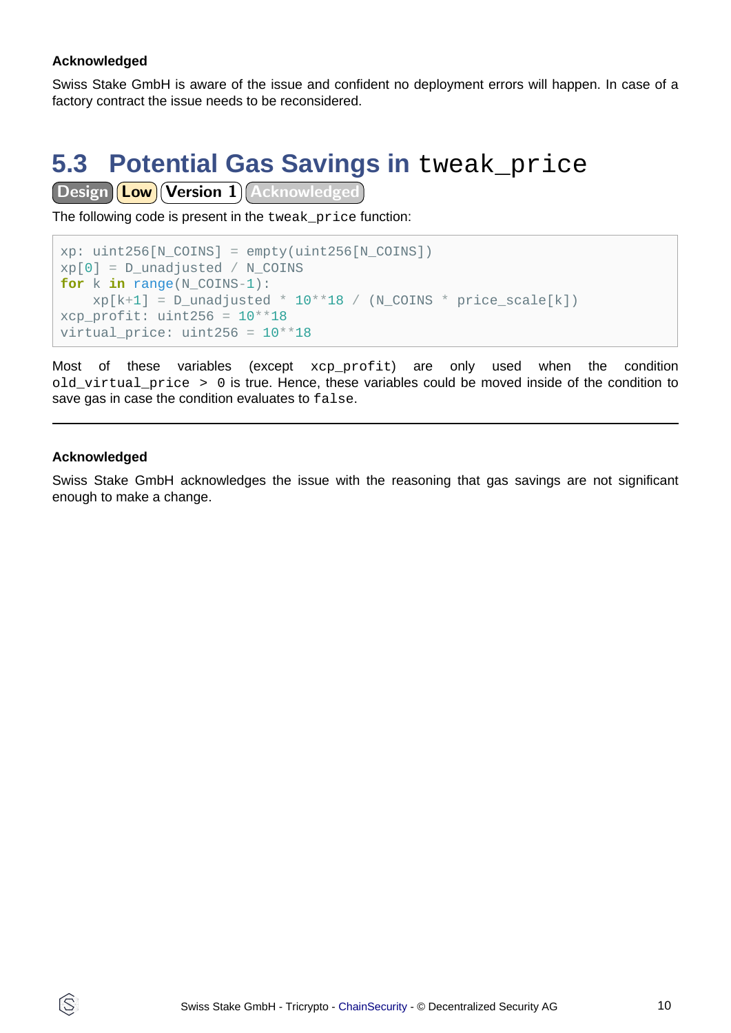**Acknowledged**

Swiss Stake GmbH is aware of the issue and confident no deployment errors will happen. In case of a factory contract the issue needs to be reconsidered.

## 5.3 Potential Gas Savings in `tweak_price`

Design Low Version 1 Acknowledged

The following code is present in the `tweak_price` function:

```
xp: uint256[N_COINS] = empty(uint256[N_COINS])
xp[0] = D_unadjusted / N_COINS
for k in range(N_COINS-1):
    xp[k+1] = D_unadjusted * 10**18 / (N_COINS * price_scale[k])
xcp_profit: uint256 = 10**18
virtual_price: uint256 = 10**18
```

Most of these variables (except `xcp_profit`) are only used when the condition `old_virtual_price > 0` is true. Hence, these variables could be moved inside of the condition to save gas in case the condition evaluates to `false`.

---

**Acknowledged**

Swiss Stake GmbH acknowledges the issue with the reasoning that gas savings are not significant enough to make a change.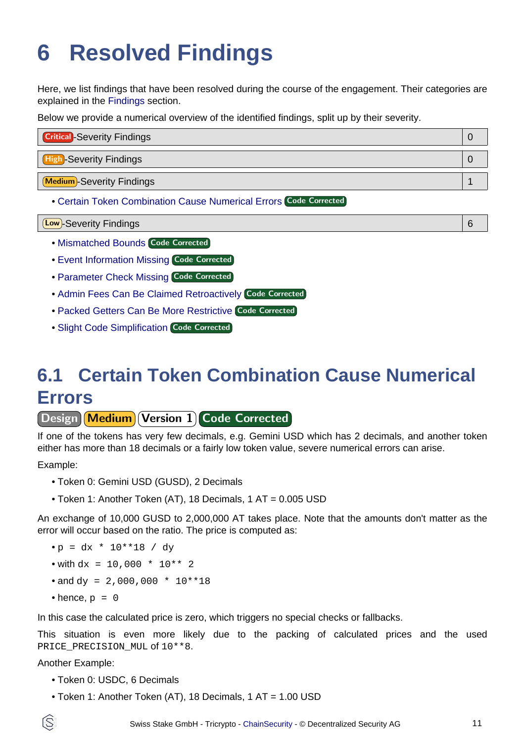# 6 Resolved Findings

Here, we list findings that have been resolved during the course of the engagement. Their categories are explained in the Findings section.

Below we provide a numerical overview of the identified findings, split up by their severity.

| Critical-Severity Findings | 0 |
|---|---|

| High-Severity Findings | 0 |
|---|---|

| Medium-Severity Findings | 1 |
|---|---|

- Certain Token Combination Cause Numerical Errors Code Corrected

| Low-Severity Findings | 6 |
|---|---|

- Mismatched Bounds Code Corrected
- Event Information Missing Code Corrected
- Parameter Check Missing Code Corrected
- Admin Fees Can Be Claimed Retroactively Code Corrected
- Packed Getters Can Be More Restrictive Code Corrected
- Slight Code Simplification Code Corrected

## 6.1 Certain Token Combination Cause Numerical Errors

Design Medium Version 1 Code Corrected

If one of the tokens has very few decimals, e.g. Gemini USD which has 2 decimals, and another token either has more than 18 decimals or a fairly low token value, severe numerical errors can arise.

Example:

- Token 0: Gemini USD (GUSD), 2 Decimals
- Token 1: Another Token (AT), 18 Decimals, 1 AT = 0.005 USD

An exchange of 10,000 GUSD to 2,000,000 AT takes place. Note that the amounts don't matter as the error will occur based on the ratio. The price is computed as:

- `p = dx * 10**18 / dy`
- with `dx = 10,000 * 10** 2`
- and `dy = 2,000,000 * 10**18`
- hence, `p = 0`

In this case the calculated price is zero, which triggers no special checks or fallbacks.

This situation is even more likely due to the packing of calculated prices and the used `PRICE_PRECISION_MUL` of `10**8`.

Another Example:

- Token 0: USDC, 6 Decimals
- Token 1: Another Token (AT), 18 Decimals, 1 AT = 1.00 USD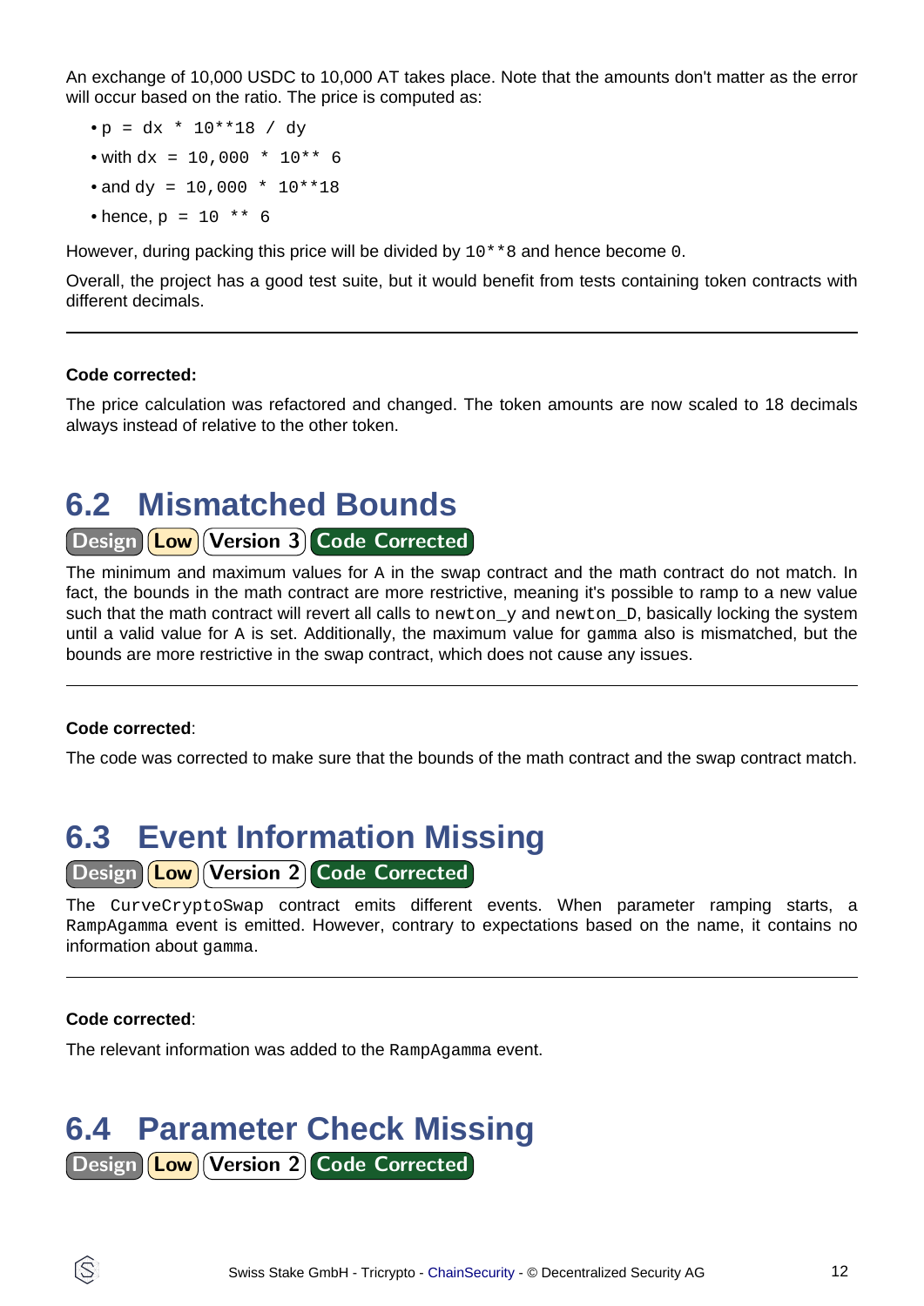An exchange of 10,000 USDC to 10,000 AT takes place. Note that the amounts don't matter as the error will occur based on the ratio. The price is computed as:

- `p = dx * 10**18 / dy`
- with `dx = 10,000 * 10** 6`
- and `dy = 10,000 * 10**18`
- hence, `p = 10 ** 6`

However, during packing this price will be divided by `10**8` and hence become `0`.

Overall, the project has a good test suite, but it would benefit from tests containing token contracts with different decimals.

---

**Code corrected:**

The price calculation was refactored and changed. The token amounts are now scaled to 18 decimals always instead of relative to the other token.

## 6.2 Mismatched Bounds

Design | Low | Version 3 | Code Corrected

The minimum and maximum values for `A` in the swap contract and the math contract do not match. In fact, the bounds in the math contract are more restrictive, meaning it's possible to ramp to a new value such that the math contract will revert all calls to `newton_y` and `newton_D`, basically locking the system until a valid value for `A` is set. Additionally, the maximum value for `gamma` also is mismatched, but the bounds are more restrictive in the swap contract, which does not cause any issues.

---

**Code corrected**:

The code was corrected to make sure that the bounds of the math contract and the swap contract match.

## 6.3 Event Information Missing

Design | Low | Version 2 | Code Corrected

The `CurveCryptoSwap` contract emits different events. When parameter ramping starts, a `RampAgamma` event is emitted. However, contrary to expectations based on the name, it contains no information about `gamma`.

---

**Code corrected**:

The relevant information was added to the `RampAgamma` event.

## 6.4 Parameter Check Missing

Design | Low | Version 2 | Code Corrected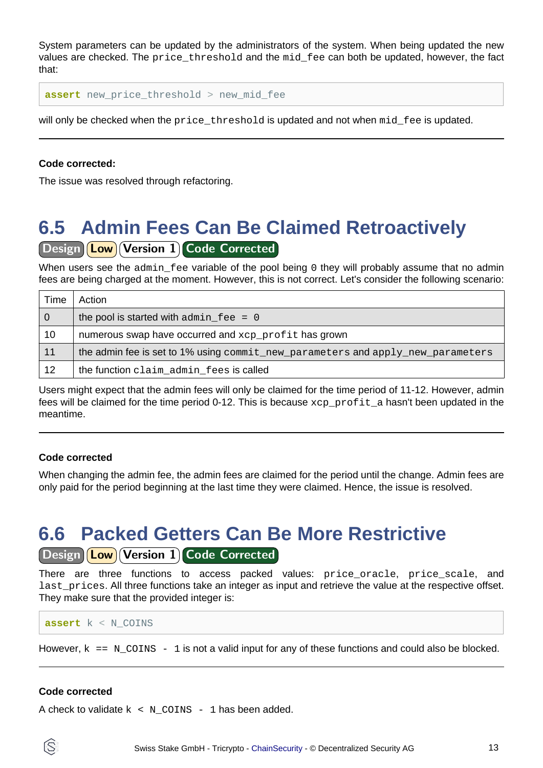System parameters can be updated by the administrators of the system. When being updated the new values are checked. The `price_threshold` and the `mid_fee` can both be updated, however, the fact that:

```
assert new_price_threshold > new_mid_fee
```

will only be checked when the `price_threshold` is updated and not when `mid_fee` is updated.

---

**Code corrected:**

The issue was resolved through refactoring.

## 6.5 Admin Fees Can Be Claimed Retroactively

Design | Low | Version 1 | Code Corrected

When users see the `admin_fee` variable of the pool being `0` they will probably assume that no admin fees are being charged at the moment. However, this is not correct. Let's consider the following scenario:

| Time | Action |
|---|---|
| 0 | the pool is started with `admin_fee = 0` |
| 10 | numerous swap have occurred and `xcp_profit` has grown |
| 11 | the admin fee is set to 1% using `commit_new_parameters` and `apply_new_parameters` |
| 12 | the function `claim_admin_fees` is called |

Users might expect that the admin fees will only be claimed for the time period of 11-12. However, admin fees will be claimed for the time period 0-12. This is because `xcp_profit_a` hasn't been updated in the meantime.

---

**Code corrected**

When changing the admin fee, the admin fees are claimed for the period until the change. Admin fees are only paid for the period beginning at the last time they were claimed. Hence, the issue is resolved.

## 6.6 Packed Getters Can Be More Restrictive

Design | Low | Version 1 | Code Corrected

There are three functions to access packed values: `price_oracle`, `price_scale`, and `last_prices`. All three functions take an integer as input and retrieve the value at the respective offset. They make sure that the provided integer is:

```
assert k < N_COINS
```

However, `k == N_COINS - 1` is not a valid input for any of these functions and could also be blocked.

---

**Code corrected**

A check to validate `k < N_COINS - 1` has been added.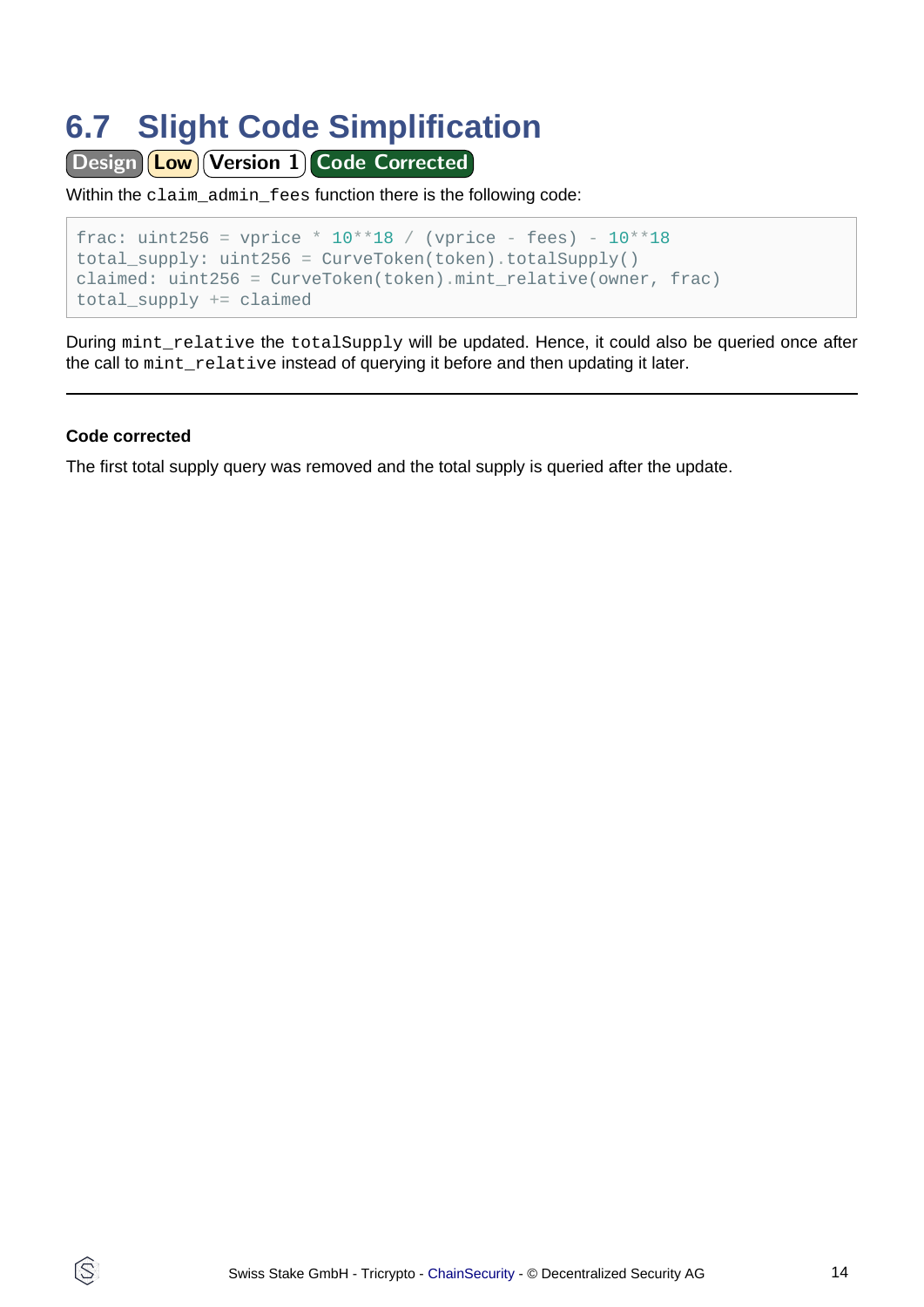## 6.7 Slight Code Simplification

Design | Low | Version 1 | Code Corrected

Within the `claim_admin_fees` function there is the following code:

```
frac: uint256 = vprice * 10**18 / (vprice - fees) - 10**18
total_supply: uint256 = CurveToken(token).totalSupply()
claimed: uint256 = CurveToken(token).mint_relative(owner, frac)
total_supply += claimed
```

During `mint_relative` the `totalSupply` will be updated. Hence, it could also be queried once after the call to `mint_relative` instead of querying it before and then updating it later.

---

**Code corrected**

The first total supply query was removed and the total supply is queried after the update.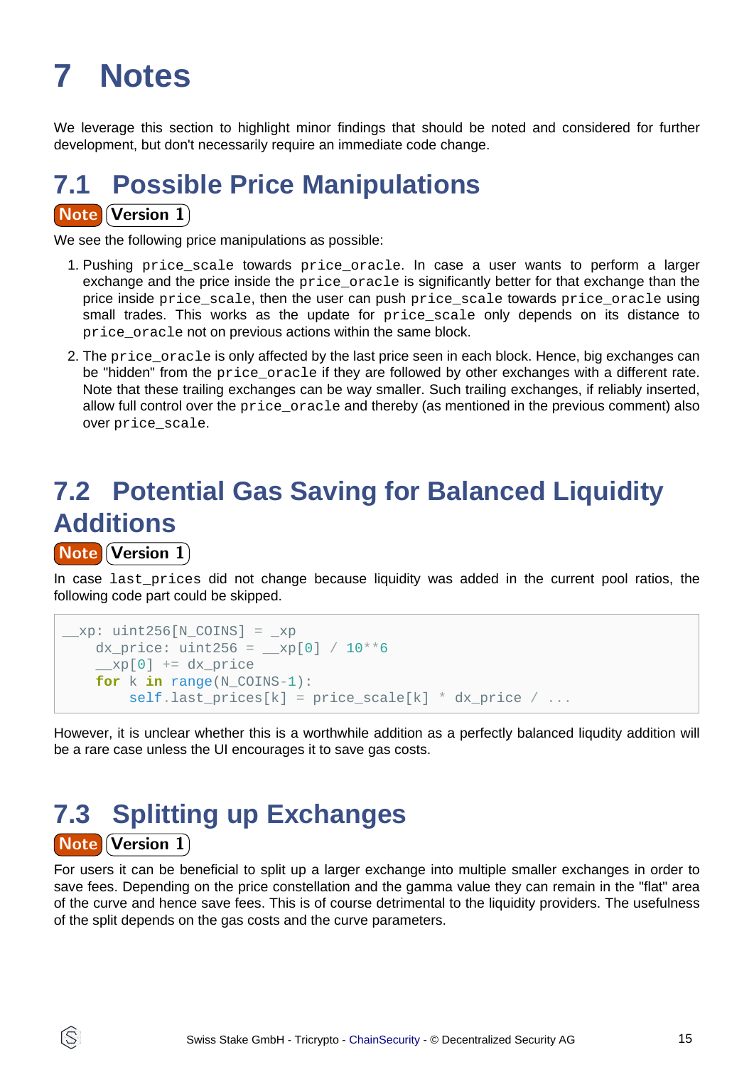# 7 Notes

We leverage this section to highlight minor findings that should be noted and considered for further development, but don't necessarily require an immediate code change.

## 7.1 Possible Price Manipulations

**Note** **Version 1**

We see the following price manipulations as possible:

1. Pushing `price_scale` towards `price_oracle`. In case a user wants to perform a larger exchange and the price inside the `price_oracle` is significantly better for that exchange than the price inside `price_scale`, then the user can push `price_scale` towards `price_oracle` using small trades. This works as the update for `price_scale` only depends on its distance to `price_oracle` not on previous actions within the same block.
2. The `price_oracle` is only affected by the last price seen in each block. Hence, big exchanges can be "hidden" from the `price_oracle` if they are followed by other exchanges with a different rate. Note that these trailing exchanges can be way smaller. Such trailing exchanges, if reliably inserted, allow full control over the `price_oracle` and thereby (as mentioned in the previous comment) also over `price_scale`.

## 7.2 Potential Gas Saving for Balanced Liquidity Additions

**Note** **Version 1**

In case `last_prices` did not change because liquidity was added in the current pool ratios, the following code part could be skipped.

```
__xp: uint256[N_COINS] = _xp
    dx_price: uint256 = __xp[0] / 10**6
    __xp[0] += dx_price
    for k in range(N_COINS-1):
        self.last_prices[k] = price_scale[k] * dx_price / ...
```

However, it is unclear whether this is a worthwhile addition as a perfectly balanced liqudity addition will be a rare case unless the UI encourages it to save gas costs.

## 7.3 Splitting up Exchanges

**Note** **Version 1**

For users it can be beneficial to split up a larger exchange into multiple smaller exchanges in order to save fees. Depending on the price constellation and the gamma value they can remain in the "flat" area of the curve and hence save fees. This is of course detrimental to the liquidity providers. The usefulness of the split depends on the gas costs and the curve parameters.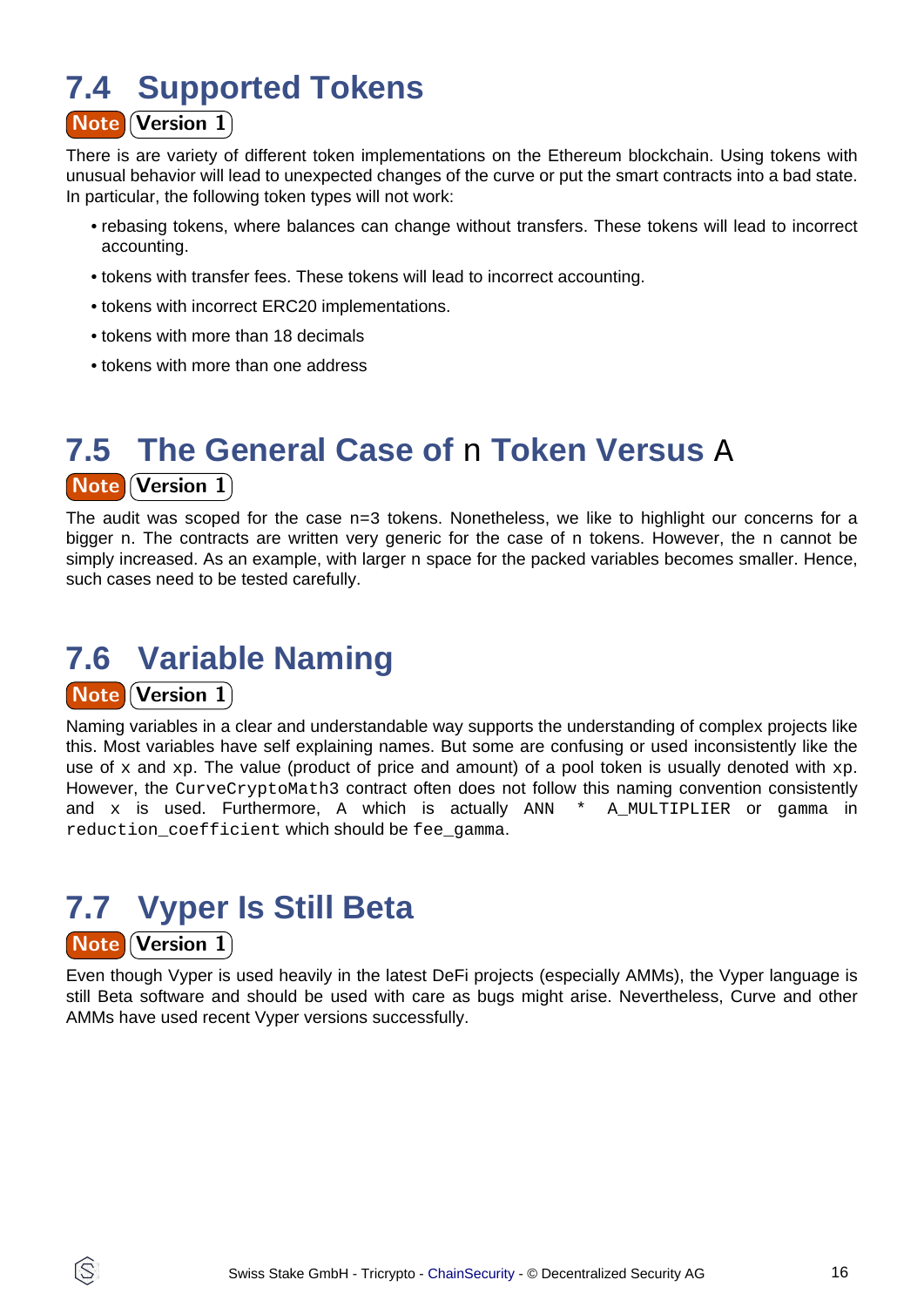## 7.4 Supported Tokens

Note Version 1

There is are variety of different token implementations on the Ethereum blockchain. Using tokens with unusual behavior will lead to unexpected changes of the curve or put the smart contracts into a bad state. In particular, the following token types will not work:

- rebasing tokens, where balances can change without transfers. These tokens will lead to incorrect accounting.
- tokens with transfer fees. These tokens will lead to incorrect accounting.
- tokens with incorrect ERC20 implementations.
- tokens with more than 18 decimals
- tokens with more than one address

## 7.5 The General Case of n Token Versus A

Note Version 1

The audit was scoped for the case n=3 tokens. Nonetheless, we like to highlight our concerns for a bigger n. The contracts are written very generic for the case of n tokens. However, the n cannot be simply increased. As an example, with larger n space for the packed variables becomes smaller. Hence, such cases need to be tested carefully.

## 7.6 Variable Naming

Note Version 1

Naming variables in a clear and understandable way supports the understanding of complex projects like this. Most variables have self explaining names. But some are confusing or used inconsistently like the use of `x` and `xp`. The value (product of price and amount) of a pool token is usually denoted with `xp`. However, the `CurveCryptoMath3` contract often does not follow this naming convention consistently and `x` is used. Furthermore, `A` which is actually `ANN * A_MULTIPLIER` or `gamma` in `reduction_coefficient` which should be `fee_gamma`.

## 7.7 Vyper Is Still Beta

Note Version 1

Even though Vyper is used heavily in the latest DeFi projects (especially AMMs), the Vyper language is still Beta software and should be used with care as bugs might arise. Nevertheless, Curve and other AMMs have used recent Vyper versions successfully.